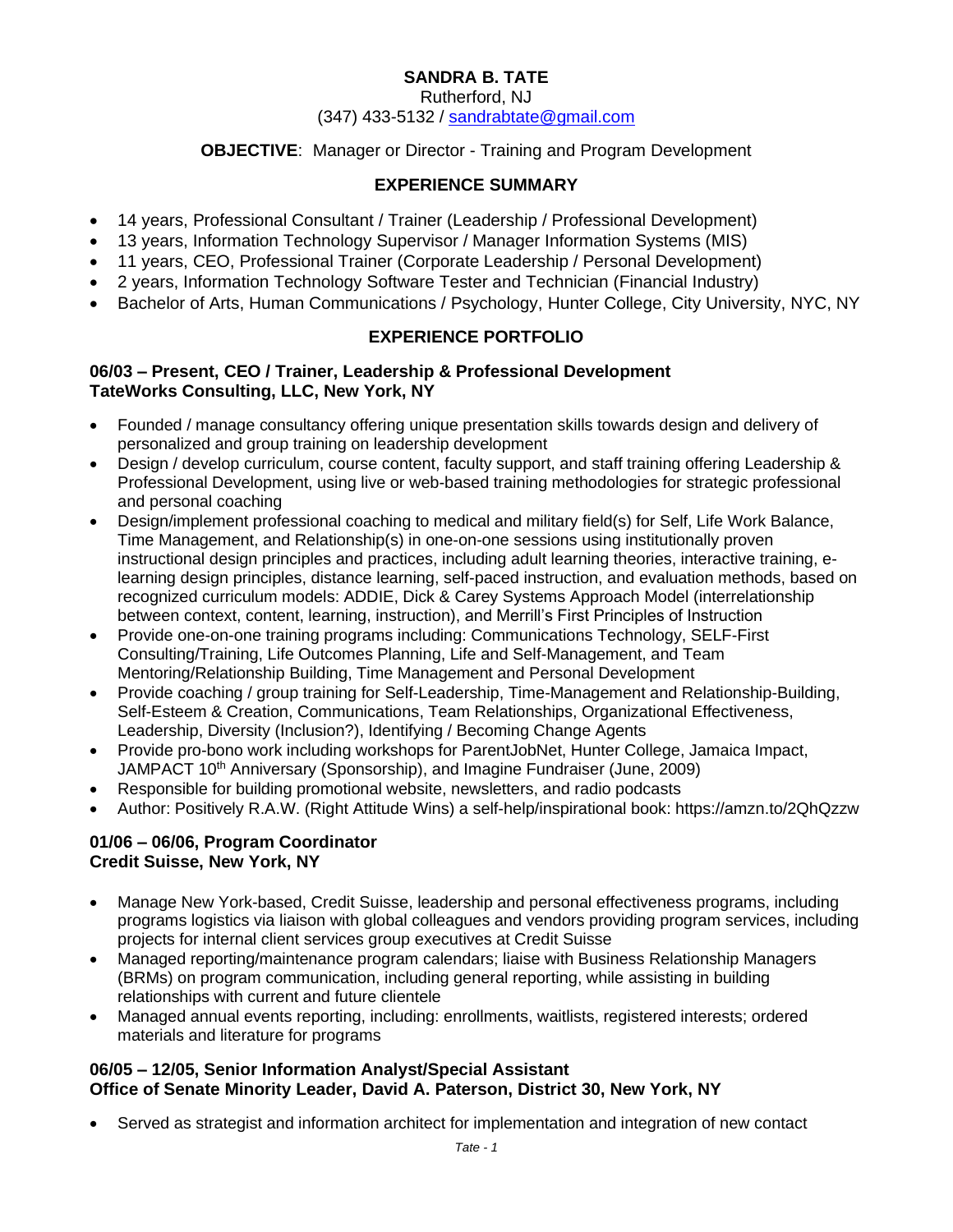# SANDRA B. TATE

Rutherford, NJ
(347) 433-5132 / sandrabtate@gmail.com

**OBJECTIVE**: Manager or Director - Training and Program Development

## EXPERIENCE SUMMARY

- 14 years, Professional Consultant / Trainer (Leadership / Professional Development)
- 13 years, Information Technology Supervisor / Manager Information Systems (MIS)
- 11 years, CEO, Professional Trainer (Corporate Leadership / Personal Development)
- 2 years, Information Technology Software Tester and Technician (Financial Industry)
- Bachelor of Arts, Human Communications / Psychology, Hunter College, City University, NYC, NY

## EXPERIENCE PORTFOLIO

### 06/03 – Present, CEO / Trainer, Leadership & Professional Development
### TateWorks Consulting, LLC, New York, NY

- Founded / manage consultancy offering unique presentation skills towards design and delivery of personalized and group training on leadership development
- Design / develop curriculum, course content, faculty support, and staff training offering Leadership & Professional Development, using live or web-based training methodologies for strategic professional and personal coaching
- Design/implement professional coaching to medical and military field(s) for Self, Life Work Balance, Time Management, and Relationship(s) in one-on-one sessions using institutionally proven instructional design principles and practices, including adult learning theories, interactive training, e-learning design principles, distance learning, self-paced instruction, and evaluation methods, based on recognized curriculum models: ADDIE, Dick & Carey Systems Approach Model (interrelationship between context, content, learning, instruction), and Merrill's First Principles of Instruction
- Provide one-on-one training programs including: Communications Technology, SELF-First Consulting/Training, Life Outcomes Planning, Life and Self-Management, and Team Mentoring/Relationship Building, Time Management and Personal Development
- Provide coaching / group training for Self-Leadership, Time-Management and Relationship-Building, Self-Esteem & Creation, Communications, Team Relationships, Organizational Effectiveness, Leadership, Diversity (Inclusion?), Identifying / Becoming Change Agents
- Provide pro-bono work including workshops for ParentJobNet, Hunter College, Jamaica Impact, JAMPACT 10th Anniversary (Sponsorship), and Imagine Fundraiser (June, 2009)
- Responsible for building promotional website, newsletters, and radio podcasts
- Author: Positively R.A.W. (Right Attitude Wins) a self-help/inspirational book: https://amzn.to/2QhQzzw

### 01/06 – 06/06, Program Coordinator
### Credit Suisse, New York, NY

- Manage New York-based, Credit Suisse, leadership and personal effectiveness programs, including programs logistics via liaison with global colleagues and vendors providing program services, including projects for internal client services group executives at Credit Suisse
- Managed reporting/maintenance program calendars; liaise with Business Relationship Managers (BRMs) on program communication, including general reporting, while assisting in building relationships with current and future clientele
- Managed annual events reporting, including: enrollments, waitlists, registered interests; ordered materials and literature for programs

### 06/05 – 12/05, Senior Information Analyst/Special Assistant
### Office of Senate Minority Leader, David A. Paterson, District 30, New York, NY

- Served as strategist and information architect for implementation and integration of new contact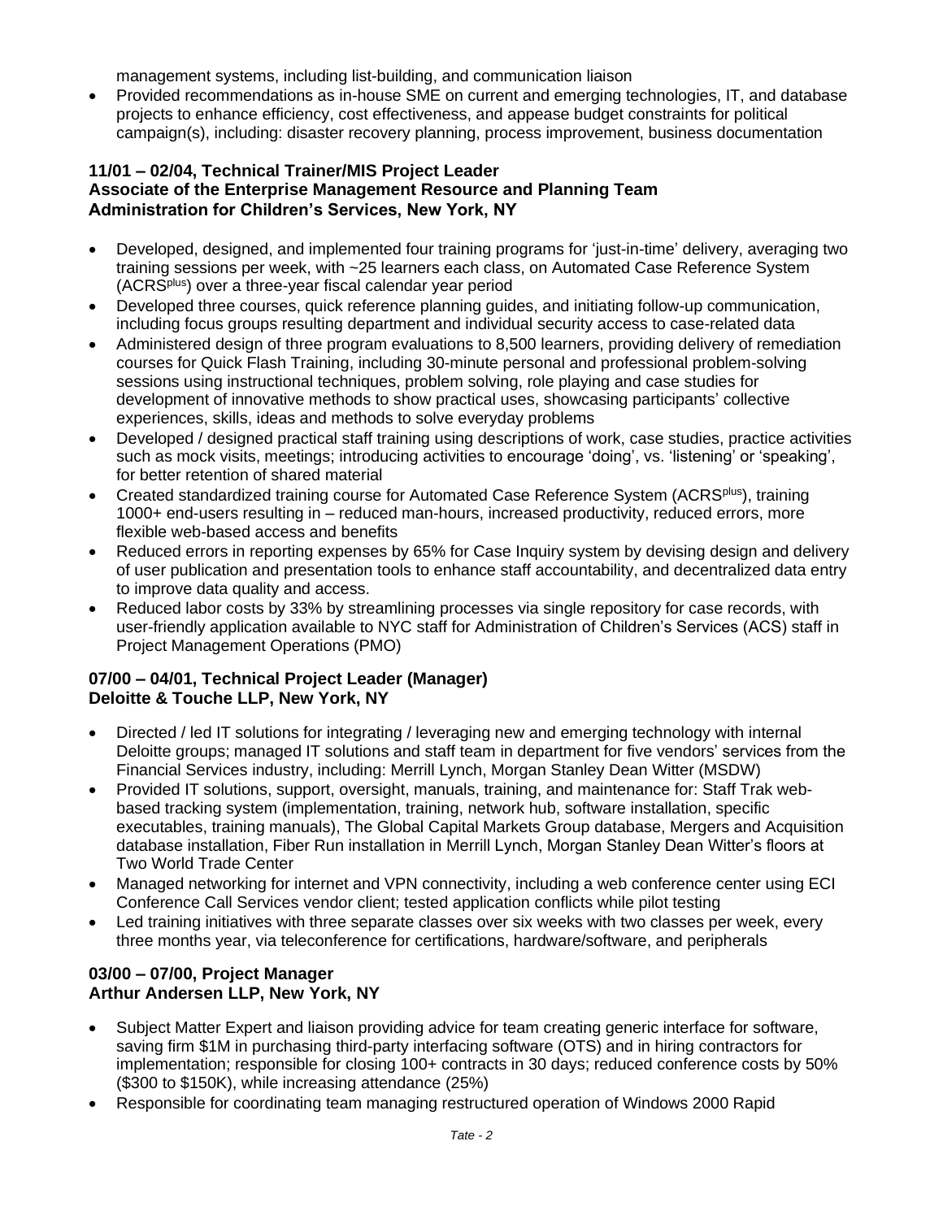management systems, including list-building, and communication liaison

- Provided recommendations as in-house SME on current and emerging technologies, IT, and database projects to enhance efficiency, cost effectiveness, and appease budget constraints for political campaign(s), including: disaster recovery planning, process improvement, business documentation

**11/01 – 02/04, Technical Trainer/MIS Project Leader**
**Associate of the Enterprise Management Resource and Planning Team**
**Administration for Children's Services, New York, NY**

- Developed, designed, and implemented four training programs for 'just-in-time' delivery, averaging two training sessions per week, with ~25 learners each class, on Automated Case Reference System (ACRS[plus]) over a three-year fiscal calendar year period
- Developed three courses, quick reference planning guides, and initiating follow-up communication, including focus groups resulting department and individual security access to case-related data
- Administered design of three program evaluations to 8,500 learners, providing delivery of remediation courses for Quick Flash Training, including 30-minute personal and professional problem-solving sessions using instructional techniques, problem solving, role playing and case studies for development of innovative methods to show practical uses, showcasing participants' collective experiences, skills, ideas and methods to solve everyday problems
- Developed / designed practical staff training using descriptions of work, case studies, practice activities such as mock visits, meetings; introducing activities to encourage 'doing', vs. 'listening' or 'speaking', for better retention of shared material
- Created standardized training course for Automated Case Reference System (ACRS[plus]), training 1000+ end-users resulting in – reduced man-hours, increased productivity, reduced errors, more flexible web-based access and benefits
- Reduced errors in reporting expenses by 65% for Case Inquiry system by devising design and delivery of user publication and presentation tools to enhance staff accountability, and decentralized data entry to improve data quality and access.
- Reduced labor costs by 33% by streamlining processes via single repository for case records, with user-friendly application available to NYC staff for Administration of Children's Services (ACS) staff in Project Management Operations (PMO)

**07/00 – 04/01, Technical Project Leader (Manager)**
**Deloitte & Touche LLP, New York, NY**

- Directed / led IT solutions for integrating / leveraging new and emerging technology with internal Deloitte groups; managed IT solutions and staff team in department for five vendors' services from the Financial Services industry, including: Merrill Lynch, Morgan Stanley Dean Witter (MSDW)
- Provided IT solutions, support, oversight, manuals, training, and maintenance for: Staff Trak web-based tracking system (implementation, training, network hub, software installation, specific executables, training manuals), The Global Capital Markets Group database, Mergers and Acquisition database installation, Fiber Run installation in Merrill Lynch, Morgan Stanley Dean Witter's floors at Two World Trade Center
- Managed networking for internet and VPN connectivity, including a web conference center using ECI Conference Call Services vendor client; tested application conflicts while pilot testing
- Led training initiatives with three separate classes over six weeks with two classes per week, every three months year, via teleconference for certifications, hardware/software, and peripherals

**03/00 – 07/00, Project Manager**
**Arthur Andersen LLP, New York, NY**

- Subject Matter Expert and liaison providing advice for team creating generic interface for software, saving firm $1M in purchasing third-party interfacing software (OTS) and in hiring contractors for implementation; responsible for closing 100+ contracts in 30 days; reduced conference costs by 50% ($300 to $150K), while increasing attendance (25%)
- Responsible for coordinating team managing restructured operation of Windows 2000 Rapid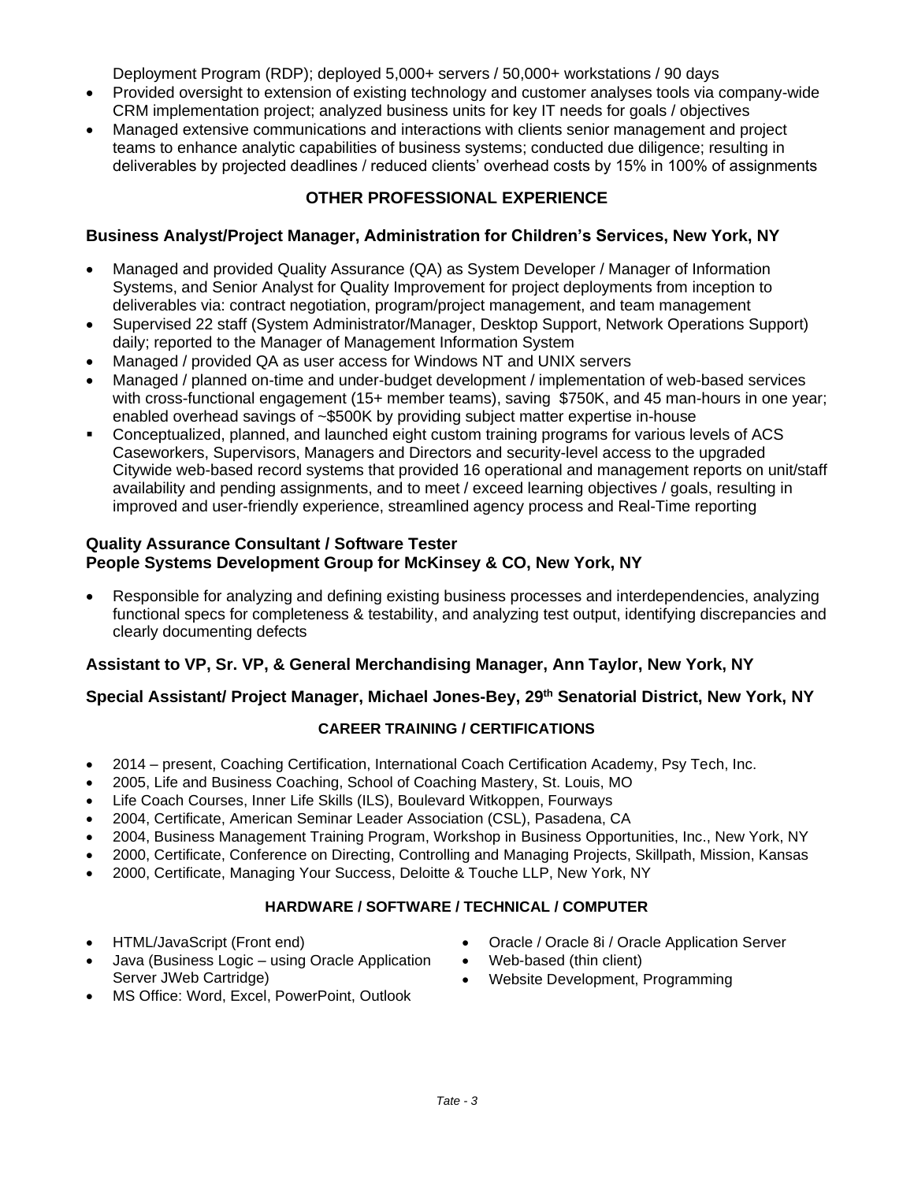Deployment Program (RDP); deployed 5,000+ servers / 50,000+ workstations / 90 days

- Provided oversight to extension of existing technology and customer analyses tools via company-wide CRM implementation project; analyzed business units for key IT needs for goals / objectives
- Managed extensive communications and interactions with clients senior management and project teams to enhance analytic capabilities of business systems; conducted due diligence; resulting in deliverables by projected deadlines / reduced clients' overhead costs by 15% in 100% of assignments

## OTHER PROFESSIONAL EXPERIENCE

### Business Analyst/Project Manager, Administration for Children's Services, New York, NY

- Managed and provided Quality Assurance (QA) as System Developer / Manager of Information Systems, and Senior Analyst for Quality Improvement for project deployments from inception to deliverables via: contract negotiation, program/project management, and team management
- Supervised 22 staff (System Administrator/Manager, Desktop Support, Network Operations Support) daily; reported to the Manager of Management Information System
- Managed / provided QA as user access for Windows NT and UNIX servers
- Managed / planned on-time and under-budget development / implementation of web-based services with cross-functional engagement (15+ member teams), saving $750K, and 45 man-hours in one year; enabled overhead savings of ~$500K by providing subject matter expertise in-house
- Conceptualized, planned, and launched eight custom training programs for various levels of ACS Caseworkers, Supervisors, Managers and Directors and security-level access to the upgraded Citywide web-based record systems that provided 16 operational and management reports on unit/staff availability and pending assignments, and to meet / exceed learning objectives / goals, resulting in improved and user-friendly experience, streamlined agency process and Real-Time reporting

### Quality Assurance Consultant / Software Tester
### People Systems Development Group for McKinsey & CO, New York, NY

- Responsible for analyzing and defining existing business processes and interdependencies, analyzing functional specs for completeness & testability, and analyzing test output, identifying discrepancies and clearly documenting defects

### Assistant to VP, Sr. VP, & General Merchandising Manager, Ann Taylor, New York, NY

### Special Assistant/ Project Manager, Michael Jones-Bey, 29th Senatorial District, New York, NY

## CAREER TRAINING / CERTIFICATIONS

- 2014 – present, Coaching Certification, International Coach Certification Academy, Psy Tech, Inc.
- 2005, Life and Business Coaching, School of Coaching Mastery, St. Louis, MO
- Life Coach Courses, Inner Life Skills (ILS), Boulevard Witkoppen, Fourways
- 2004, Certificate, American Seminar Leader Association (CSL), Pasadena, CA
- 2004, Business Management Training Program, Workshop in Business Opportunities, Inc., New York, NY
- 2000, Certificate, Conference on Directing, Controlling and Managing Projects, Skillpath, Mission, Kansas
- 2000, Certificate, Managing Your Success, Deloitte & Touche LLP, New York, NY

## HARDWARE / SOFTWARE / TECHNICAL / COMPUTER

- HTML/JavaScript (Front end)
- Java (Business Logic – using Oracle Application Server JWeb Cartridge)
- MS Office: Word, Excel, PowerPoint, Outlook
- Oracle / Oracle 8i / Oracle Application Server
- Web-based (thin client)
- Website Development, Programming